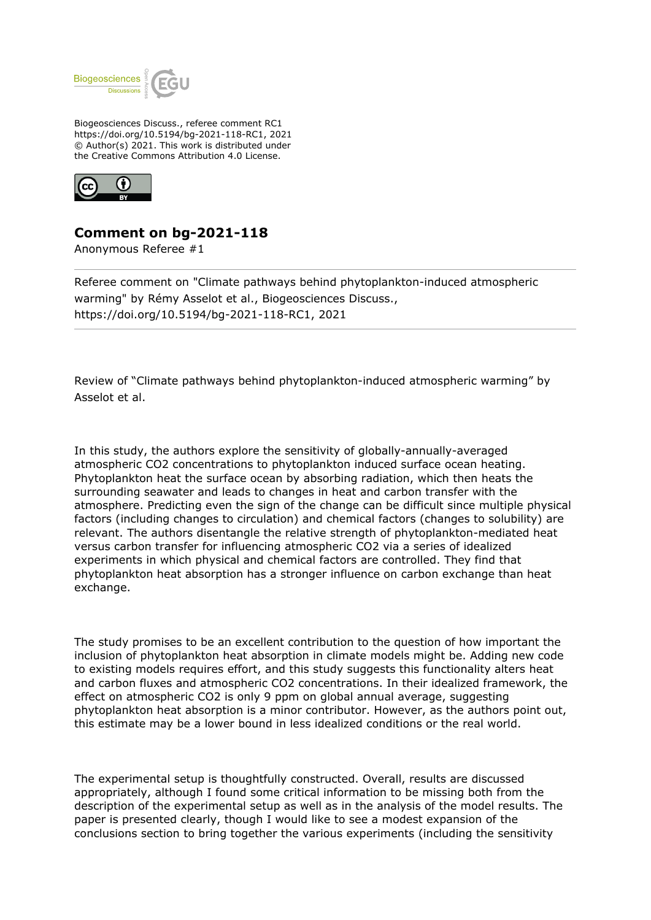Biogeosciences Discuss., referee comment RC1
https://doi.org/10.5194/bg-2021-118-RC1, 2021
© Author(s) 2021. This work is distributed under
the Creative Commons Attribution 4.0 License.

# Comment on bg-2021-118

Anonymous Referee #1

Referee comment on "Climate pathways behind phytoplankton-induced atmospheric warming" by Rémy Asselot et al., Biogeosciences Discuss., https://doi.org/10.5194/bg-2021-118-RC1, 2021

Review of "Climate pathways behind phytoplankton-induced atmospheric warming" by Asselot et al.

In this study, the authors explore the sensitivity of globally-annually-averaged atmospheric $CO_2$ concentrations to phytoplankton induced surface ocean heating. Phytoplankton heat the surface ocean by absorbing radiation, which then heats the surrounding seawater and leads to changes in heat and carbon transfer with the atmosphere. Predicting even the sign of the change can be difficult since multiple physical factors (including changes to circulation) and chemical factors (changes to solubility) are relevant. The authors disentangle the relative strength of phytoplankton-mediated heat versus carbon transfer for influencing atmospheric $CO_2$ via a series of idealized experiments in which physical and chemical factors are controlled. They find that phytoplankton heat absorption has a stronger influence on carbon exchange than heat exchange.

The study promises to be an excellent contribution to the question of how important the inclusion of phytoplankton heat absorption in climate models might be. Adding new code to existing models requires effort, and this study suggests this functionality alters heat and carbon fluxes and atmospheric $CO_2$ concentrations. In their idealized framework, the effect on atmospheric $CO_2$ is only 9 ppm on global annual average, suggesting phytoplankton heat absorption is a minor contributor. However, as the authors point out, this estimate may be a lower bound in less idealized conditions or the real world.

The experimental setup is thoughtfully constructed. Overall, results are discussed appropriately, although I found some critical information to be missing both from the description of the experimental setup as well as in the analysis of the model results. The paper is presented clearly, though I would like to see a modest expansion of the conclusions section to bring together the various experiments (including the sensitivity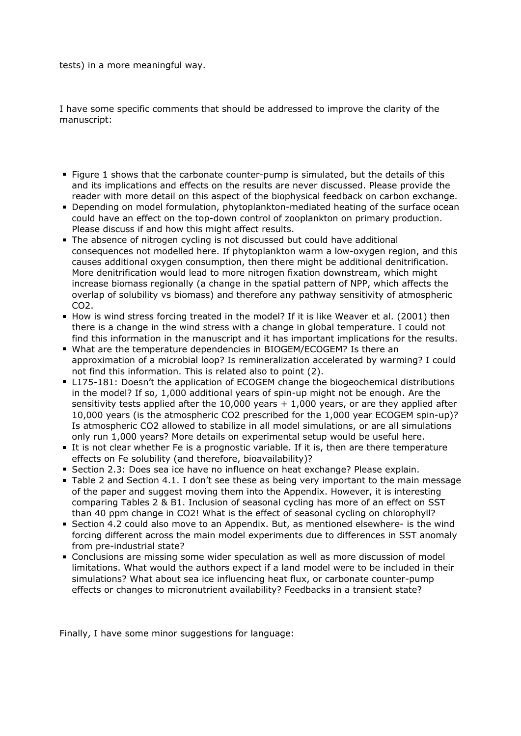tests) in a more meaningful way.

I have some specific comments that should be addressed to improve the clarity of the manuscript:

- Figure 1 shows that the carbonate counter-pump is simulated, but the details of this and its implications and effects on the results are never discussed. Please provide the reader with more detail on this aspect of the biophysical feedback on carbon exchange.
- Depending on model formulation, phytoplankton-mediated heating of the surface ocean could have an effect on the top-down control of zooplankton on primary production. Please discuss if and how this might affect results.
- The absence of nitrogen cycling is not discussed but could have additional consequences not modelled here. If phytoplankton warm a low-oxygen region, and this causes additional oxygen consumption, then there might be additional denitrification. More denitrification would lead to more nitrogen fixation downstream, which might increase biomass regionally (a change in the spatial pattern of NPP, which affects the overlap of solubility vs biomass) and therefore any pathway sensitivity of atmospheric $CO_2$.
- How is wind stress forcing treated in the model? If it is like Weaver et al. (2001) then there is a change in the wind stress with a change in global temperature. I could not find this information in the manuscript and it has important implications for the results.
- What are the temperature dependencies in BIOGEM/ECOGEM? Is there an approximation of a microbial loop? Is remineralization accelerated by warming? I could not find this information. This is related also to point (2).
- L175-181: Doesn't the application of ECOGEM change the biogeochemical distributions in the model? If so, 1,000 additional years of spin-up might not be enough. Are the sensitivity tests applied after the 10,000 years + 1,000 years, or are they applied after 10,000 years (is the atmospheric $CO_2$ prescribed for the 1,000 year ECOGEM spin-up)? Is atmospheric $CO_2$ allowed to stabilize in all model simulations, or are all simulations only run 1,000 years? More details on experimental setup would be useful here.
- It is not clear whether Fe is a prognostic variable. If it is, then are there temperature effects on Fe solubility (and therefore, bioavailability)?
- Section 2.3: Does sea ice have no influence on heat exchange? Please explain.
- Table 2 and Section 4.1. I don't see these as being very important to the main message of the paper and suggest moving them into the Appendix. However, it is interesting comparing Tables 2 & B1. Inclusion of seasonal cycling has more of an effect on SST than 40 ppm change in $CO_2$! What is the effect of seasonal cycling on chlorophyll?
- Section 4.2 could also move to an Appendix. But, as mentioned elsewhere- is the wind forcing different across the main model experiments due to differences in SST anomaly from pre-industrial state?
- Conclusions are missing some wider speculation as well as more discussion of model limitations. What would the authors expect if a land model were to be included in their simulations? What about sea ice influencing heat flux, or carbonate counter-pump effects or changes to micronutrient availability? Feedbacks in a transient state?

Finally, I have some minor suggestions for language: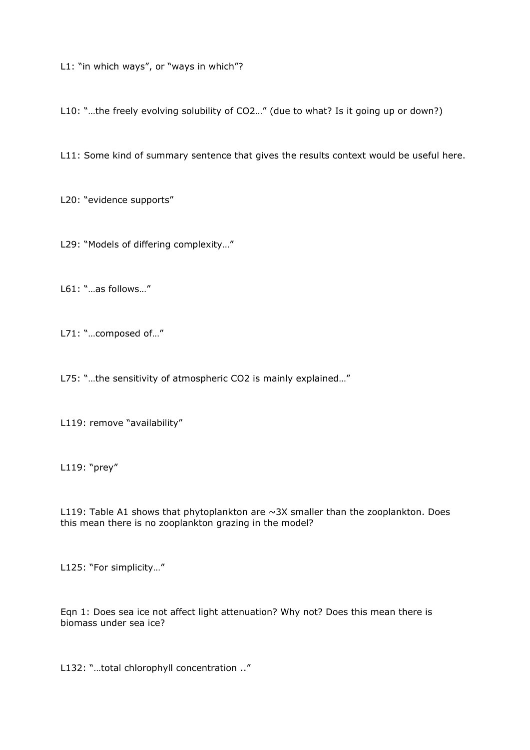L1: “in which ways”, or “ways in which”?

L10: “…the freely evolving solubility of $CO_2$…” (due to what? Is it going up or down?)

L11: Some kind of summary sentence that gives the results context would be useful here.

L20: “evidence supports”

L29: “Models of differing complexity…”

L61: “…as follows…”

L71: “…composed of…”

L75: “…the sensitivity of atmospheric $CO_2$ is mainly explained…”

L119: remove “availability”

L119: “prey”

L119: Table A1 shows that phytoplankton are ~3X smaller than the zooplankton. Does this mean there is no zooplankton grazing in the model?

L125: “For simplicity…”

Eqn 1: Does sea ice not affect light attenuation? Why not? Does this mean there is biomass under sea ice?

L132: “…total chlorophyll concentration ..”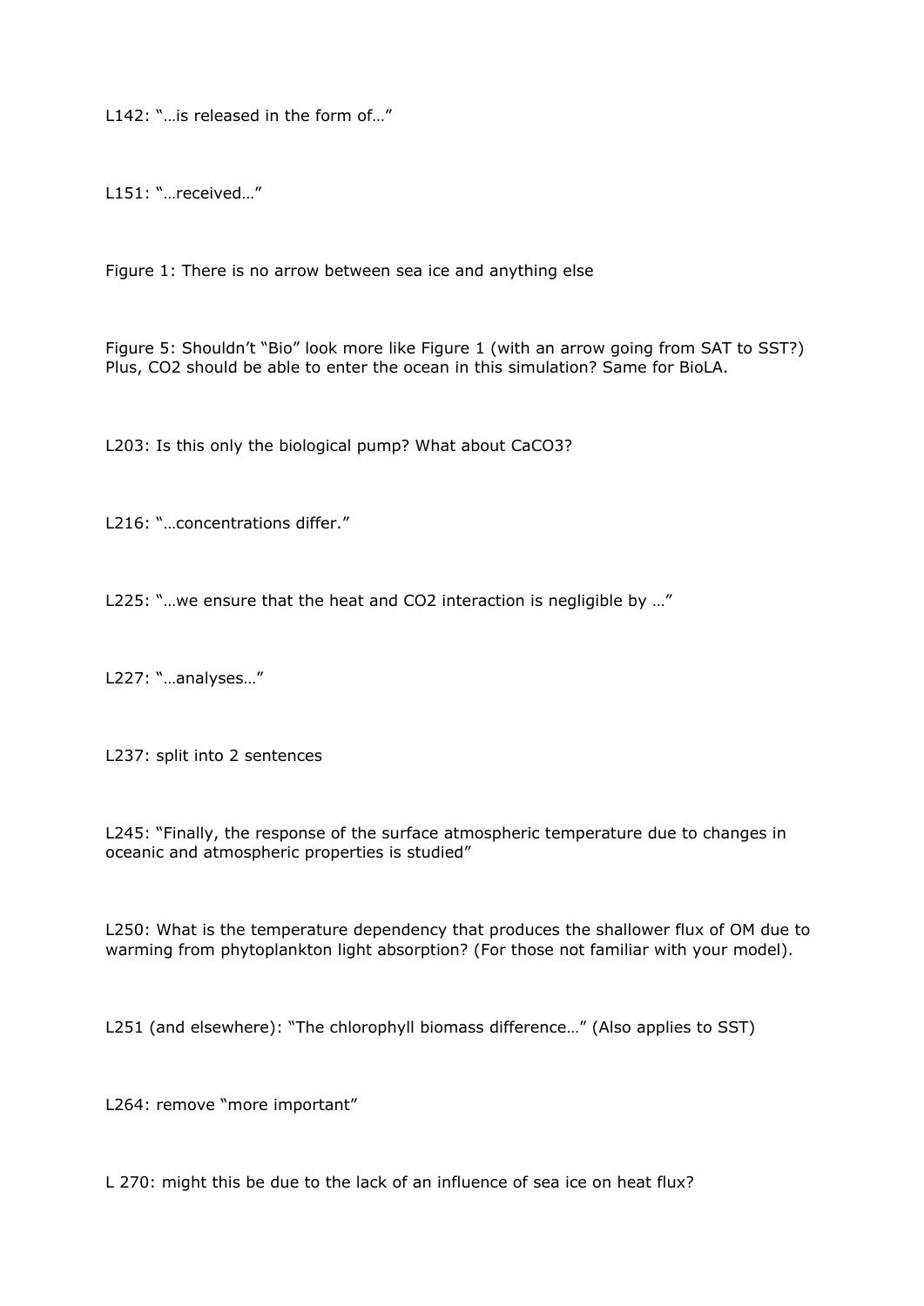L142: "…is released in the form of…"

L151: "…received…"

Figure 1: There is no arrow between sea ice and anything else

Figure 5: Shouldn't "Bio" look more like Figure 1 (with an arrow going from SAT to SST?) Plus, $CO_2$ should be able to enter the ocean in this simulation? Same for BioLA.

L203: Is this only the biological pump? What about $CaCO_3$?

L216: "…concentrations differ."

L225: "…we ensure that the heat and $CO_2$ interaction is negligible by …"

L227: "…analyses…"

L237: split into 2 sentences

L245: "Finally, the response of the surface atmospheric temperature due to changes in oceanic and atmospheric properties is studied"

L250: What is the temperature dependency that produces the shallower flux of OM due to warming from phytoplankton light absorption? (For those not familiar with your model).

L251 (and elsewhere): "The chlorophyll biomass difference…" (Also applies to SST)

L264: remove "more important"

L 270: might this be due to the lack of an influence of sea ice on heat flux?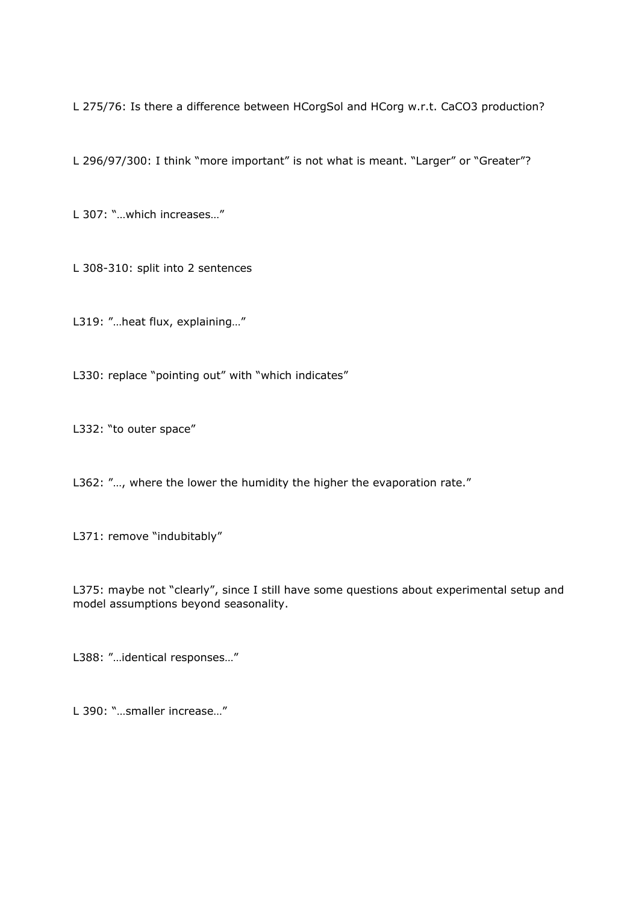L 275/76: Is there a difference between HCorgSol and HCorg w.r.t. $CaCO_3$ production?

L 296/97/300: I think "more important" is not what is meant. "Larger" or "Greater"?

L 307: "…which increases…"

L 308-310: split into 2 sentences

L319: "…heat flux, explaining…"

L330: replace "pointing out" with "which indicates"

L332: "to outer space"

L362: "…, where the lower the humidity the higher the evaporation rate."

L371: remove "indubitably"

L375: maybe not "clearly", since I still have some questions about experimental setup and model assumptions beyond seasonality.

L388: "…identical responses…"

L 390: "…smaller increase…"